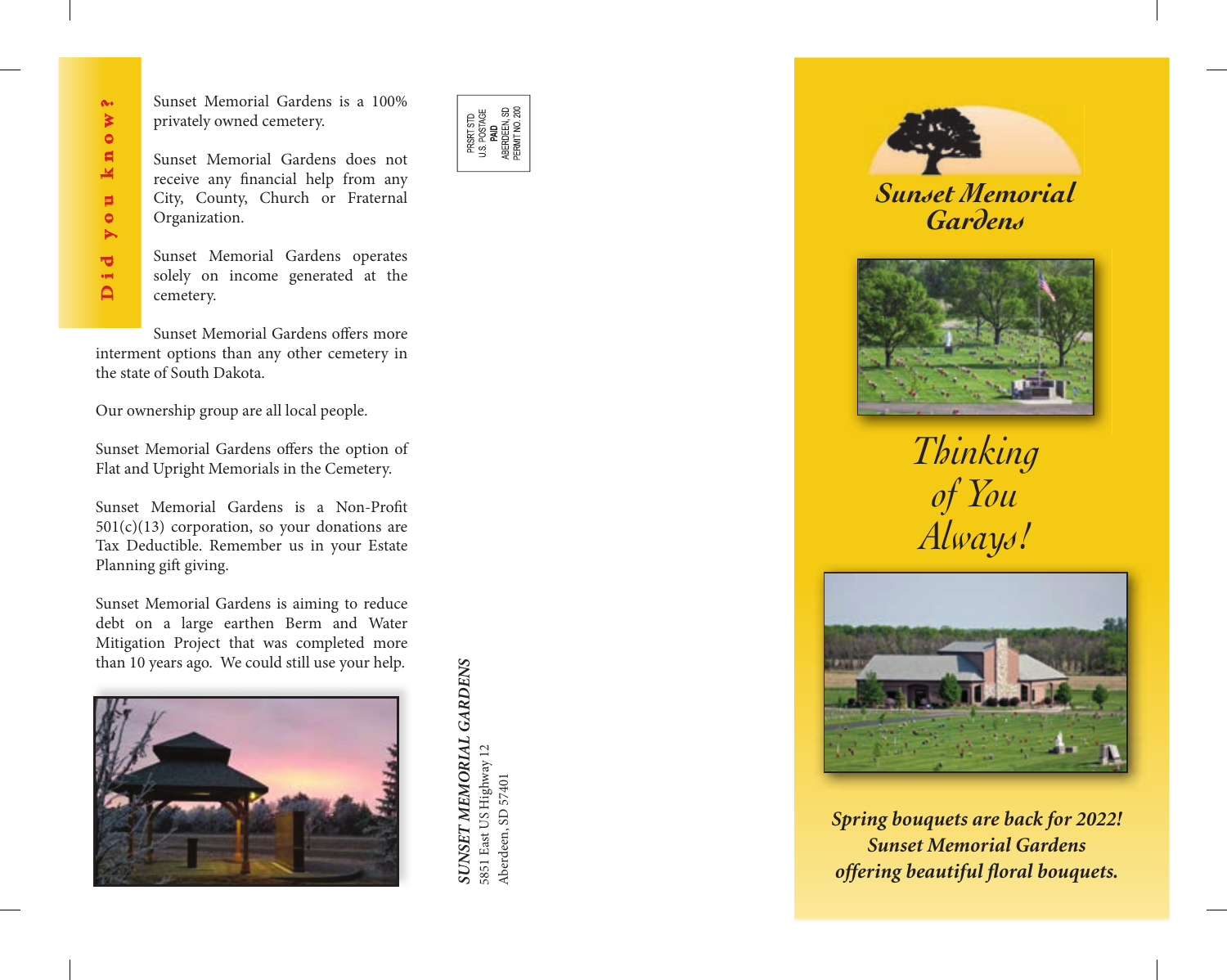## Did you know?

Sunset Memorial Gardens is a 100% privately owned cemetery.

Sunset Memorial Gardens does not receive any financial help from any City, County, Church or Fraternal Organization.

Sunset Memorial Gardens operates solely on income generated at the cemetery.

Sunset Memorial Gardens offers more interment options than any other cemetery in the state of South Dakota.

Our ownership group are all local people.

Sunset Memorial Gardens offers the option of Flat and Upright Memorials in the Cemetery.

Sunset Memorial Gardens is a Non-Profit 501(c)(13) corporation, so your donations are Tax Deductible. Remember us in your Estate Planning gift giving.

Sunset Memorial Gardens is aiming to reduce debt on a large earthen Berm and Water Mitigation Project that was completed more than 10 years ago. We could still use your help.

PRSRT STD
U.S. POSTAGE
PAID
ABERDEEN, SD
PERMIT NO. 200

***SUNSET MEMORIAL GARDENS***
5851 East US Highway 12
Aberdeen, SD 57401

# Sunset Memorial Gardens

## *Thinking of You Always!*

***Spring bouquets are back for 2022!***
***Sunset Memorial Gardens***
***offering beautiful floral bouquets.***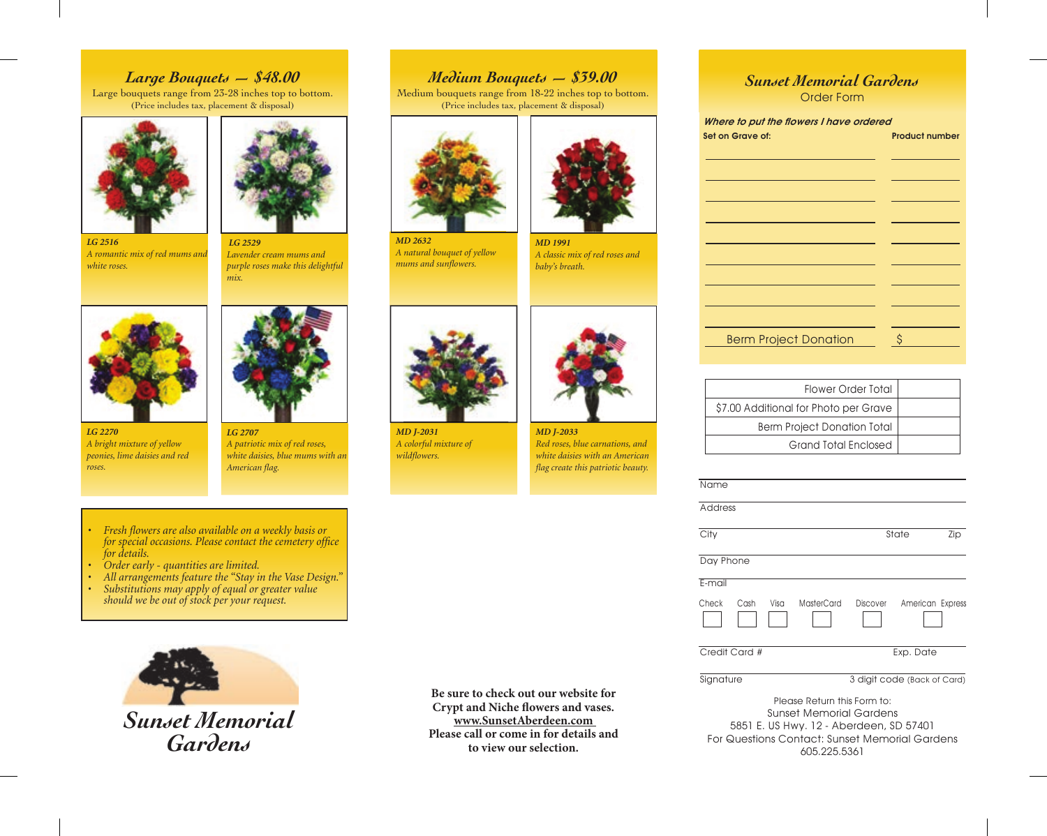## *Large Bouquets — $48.00*

Large bouquets range from 23-28 inches top to bottom.
(Price includes tax, placement & disposal)

***LG 2516***
*A romantic mix of red mums and white roses.*

***LG 2529***
*Lavender cream mums and purple roses make this delightful mix.*

***LG 2270***
*A bright mixture of yellow peonies, lime daisies and red roses.*

***LG 2707***
*A patriotic mix of red roses, white daisies, blue mums with an American flag.*

- *Fresh flowers are also available on a weekly basis or for special occasions. Please contact the cemetery office for details.*
- *Order early - quantities are limited.*
- *All arrangements feature the "Stay in the Vase Design."*
- *Substitutions may apply of equal or greater value should we be out of stock per your request.*

*Sunset Memorial Gardens*

## *Medium Bouquets — $39.00*

Medium bouquets range from 18-22 inches top to bottom.
(Price includes tax, placement & disposal)

***MD 2632***
*A natural bouquet of yellow mums and sunflowers.*

***MD 1991***
*A classic mix of red roses and baby's breath.*

***MD J-2031***
*A colorful mixture of wildflowers.*

***MD J-2033***
*Red roses, blue carnations, and white daisies with an American flag create this patriotic beauty.*

**Be sure to check out our website for Crypt and Niche flowers and vases.**
**www.SunsetAberdeen.com**
**Please call or come in for details and to view our selection.**

## *Sunset Memorial Gardens*

Order Form

***Where to put the flowers I have ordered***

| Set on Grave of: | Product number |
| --- | --- |
| | |
| | |
| | |
| | |
| | |
| | |
| | |
| | |
| | |
| Berm Project Donation | $ |

| | |
| --- | --- |
| Flower Order Total | |
| $7.00 Additional for Photo per Grave | |
| Berm Project Donation Total | |
| Grand Total Enclosed | |

Name

Address

City State Zip

Day Phone

E-mail

Check ☐ Cash ☐ Visa ☐ MasterCard ☐ Discover ☐ American Express ☐

Credit Card # Exp. Date

Signature 3 digit code (Back of Card)

Please Return this Form to:
Sunset Memorial Gardens
5851 E. US Hwy. 12 - Aberdeen, SD 57401
For Questions Contact: Sunset Memorial Gardens
605.225.5361